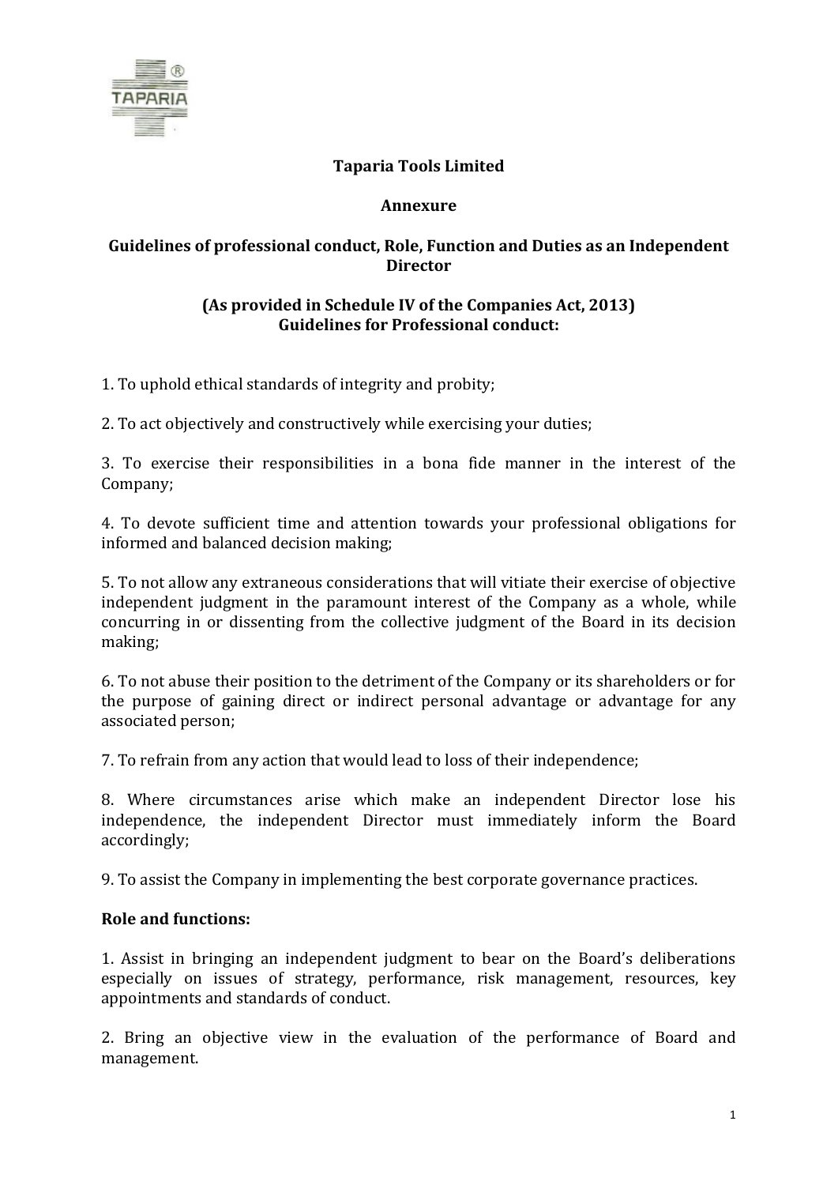# Taparia Tools Limited

## Annexure

## Guidelines of professional conduct, Role, Function and Duties as an Independent Director

### (As provided in Schedule IV of the Companies Act, 2013)
### Guidelines for Professional conduct:

1. To uphold ethical standards of integrity and probity;

2. To act objectively and constructively while exercising your duties;

3. To exercise their responsibilities in a bona fide manner in the interest of the Company;

4. To devote sufficient time and attention towards your professional obligations for informed and balanced decision making;

5. To not allow any extraneous considerations that will vitiate their exercise of objective independent judgment in the paramount interest of the Company as a whole, while concurring in or dissenting from the collective judgment of the Board in its decision making;

6. To not abuse their position to the detriment of the Company or its shareholders or for the purpose of gaining direct or indirect personal advantage or advantage for any associated person;

7. To refrain from any action that would lead to loss of their independence;

8. Where circumstances arise which make an independent Director lose his independence, the independent Director must immediately inform the Board accordingly;

9. To assist the Company in implementing the best corporate governance practices.

**Role and functions:**

1. Assist in bringing an independent judgment to bear on the Board's deliberations especially on issues of strategy, performance, risk management, resources, key appointments and standards of conduct.

2. Bring an objective view in the evaluation of the performance of Board and management.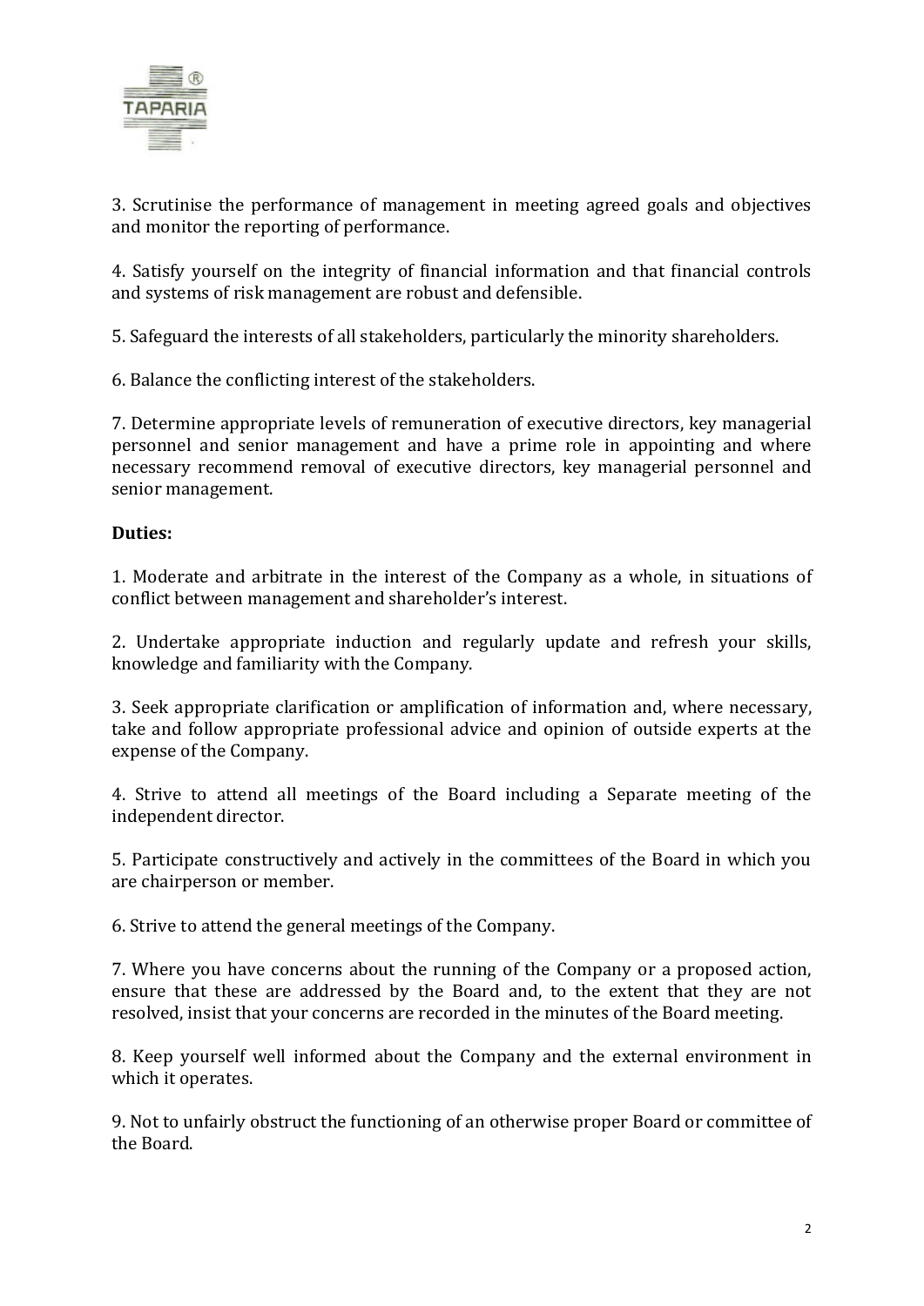3. Scrutinise the performance of management in meeting agreed goals and objectives and monitor the reporting of performance.

4. Satisfy yourself on the integrity of financial information and that financial controls and systems of risk management are robust and defensible.

5. Safeguard the interests of all stakeholders, particularly the minority shareholders.

6. Balance the conflicting interest of the stakeholders.

7. Determine appropriate levels of remuneration of executive directors, key managerial personnel and senior management and have a prime role in appointing and where necessary recommend removal of executive directors, key managerial personnel and senior management.

**Duties:**

1. Moderate and arbitrate in the interest of the Company as a whole, in situations of conflict between management and shareholder's interest.

2. Undertake appropriate induction and regularly update and refresh your skills, knowledge and familiarity with the Company.

3. Seek appropriate clarification or amplification of information and, where necessary, take and follow appropriate professional advice and opinion of outside experts at the expense of the Company.

4. Strive to attend all meetings of the Board including a Separate meeting of the independent director.

5. Participate constructively and actively in the committees of the Board in which you are chairperson or member.

6. Strive to attend the general meetings of the Company.

7. Where you have concerns about the running of the Company or a proposed action, ensure that these are addressed by the Board and, to the extent that they are not resolved, insist that your concerns are recorded in the minutes of the Board meeting.

8. Keep yourself well informed about the Company and the external environment in which it operates.

9. Not to unfairly obstruct the functioning of an otherwise proper Board or committee of the Board.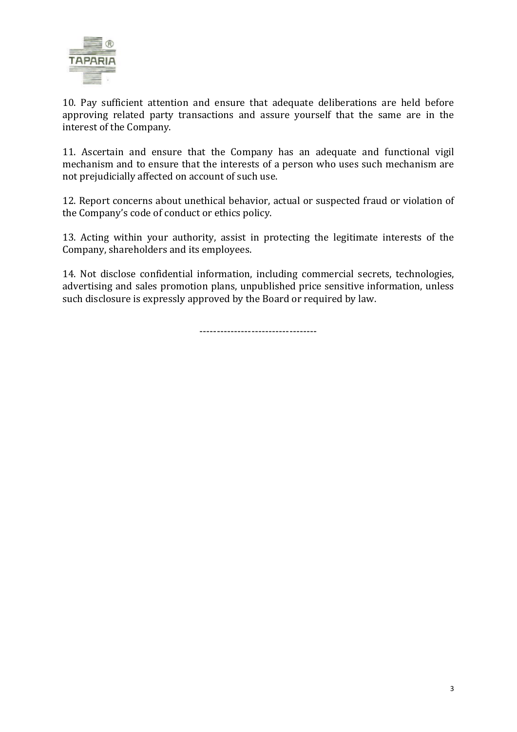10. Pay sufficient attention and ensure that adequate deliberations are held before approving related party transactions and assure yourself that the same are in the interest of the Company.

11. Ascertain and ensure that the Company has an adequate and functional vigil mechanism and to ensure that the interests of a person who uses such mechanism are not prejudicially affected on account of such use.

12. Report concerns about unethical behavior, actual or suspected fraud or violation of the Company's code of conduct or ethics policy.

13. Acting within your authority, assist in protecting the legitimate interests of the Company, shareholders and its employees.

14. Not disclose confidential information, including commercial secrets, technologies, advertising and sales promotion plans, unpublished price sensitive information, unless such disclosure is expressly approved by the Board or required by law.

---------------------------------